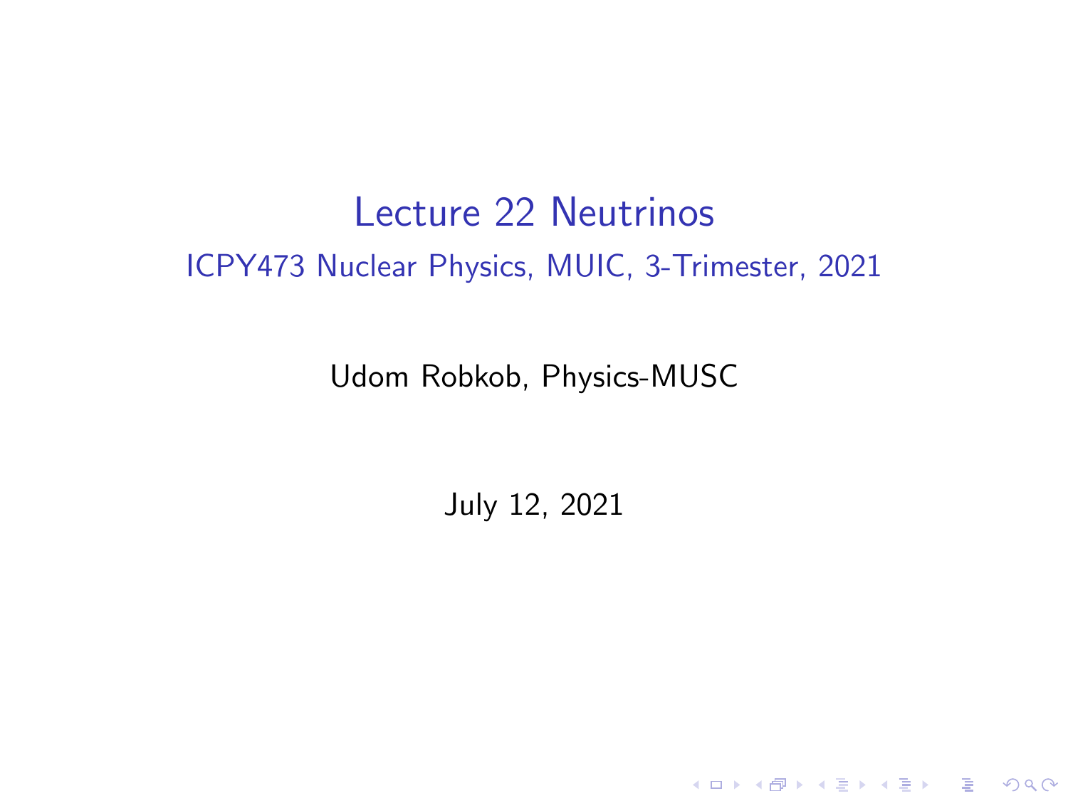# Lecture 22 Neutrinos

## ICPY473 Nuclear Physics, MUIC, 3-Trimester, 2021

Udom Robkob, Physics-MUSC

July 12, 2021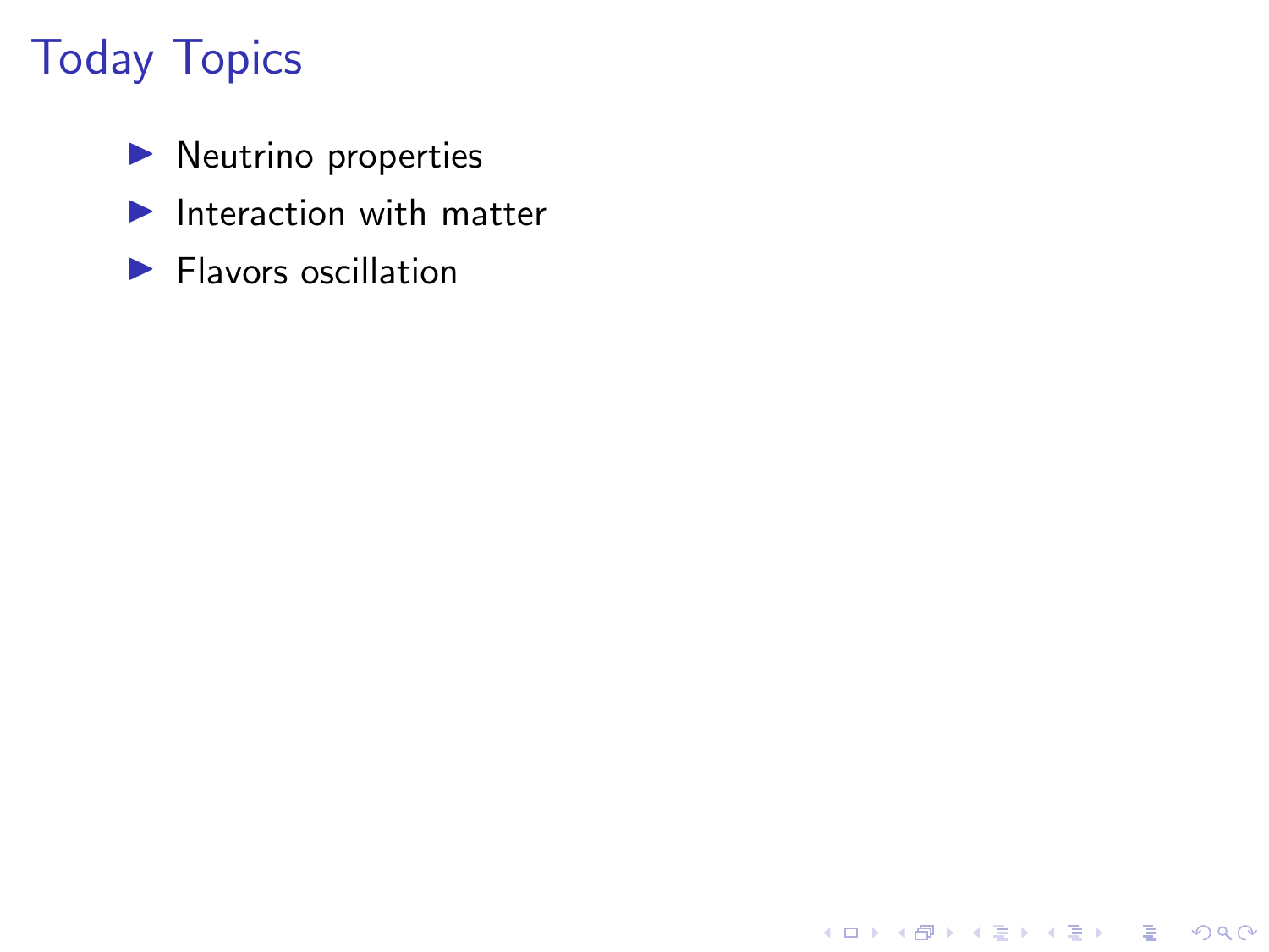# Today Topics

- Neutrino properties
- Interaction with matter
- Flavors oscillation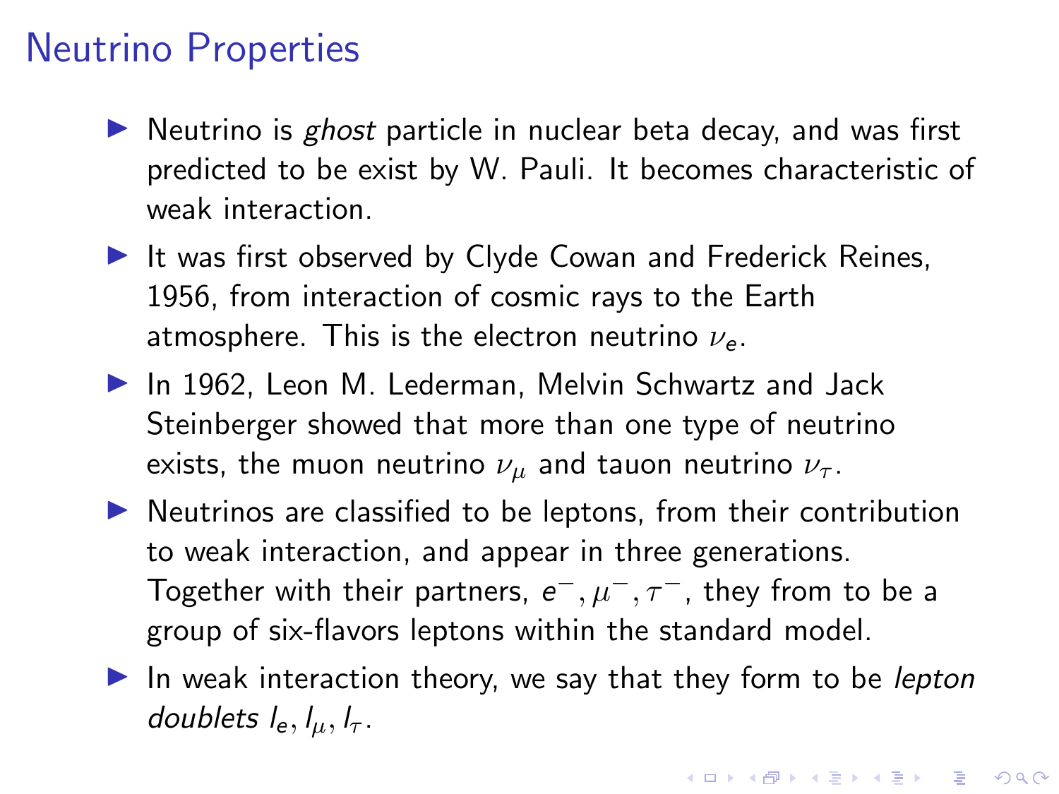# Neutrino Properties

- Neutrino is *ghost* particle in nuclear beta decay, and was first predicted to be exist by W. Pauli. It becomes characteristic of weak interaction.
- It was first observed by Clyde Cowan and Frederick Reines, 1956, from interaction of cosmic rays to the Earth atmosphere. This is the electron neutrino $\nu_e$.
- In 1962, Leon M. Lederman, Melvin Schwartz and Jack Steinberger showed that more than one type of neutrino exists, the muon neutrino $\nu_\mu$ and tauon neutrino $\nu_\tau$.
- Neutrinos are classified to be leptons, from their contribution to weak interaction, and appear in three generations. Together with their partners, $e^-, \mu^-, \tau^-$, they from to be a group of six-flavors leptons within the standard model.
- In weak interaction theory, we say that they form to be *lepton doublets* $l_e, l_\mu, l_\tau$.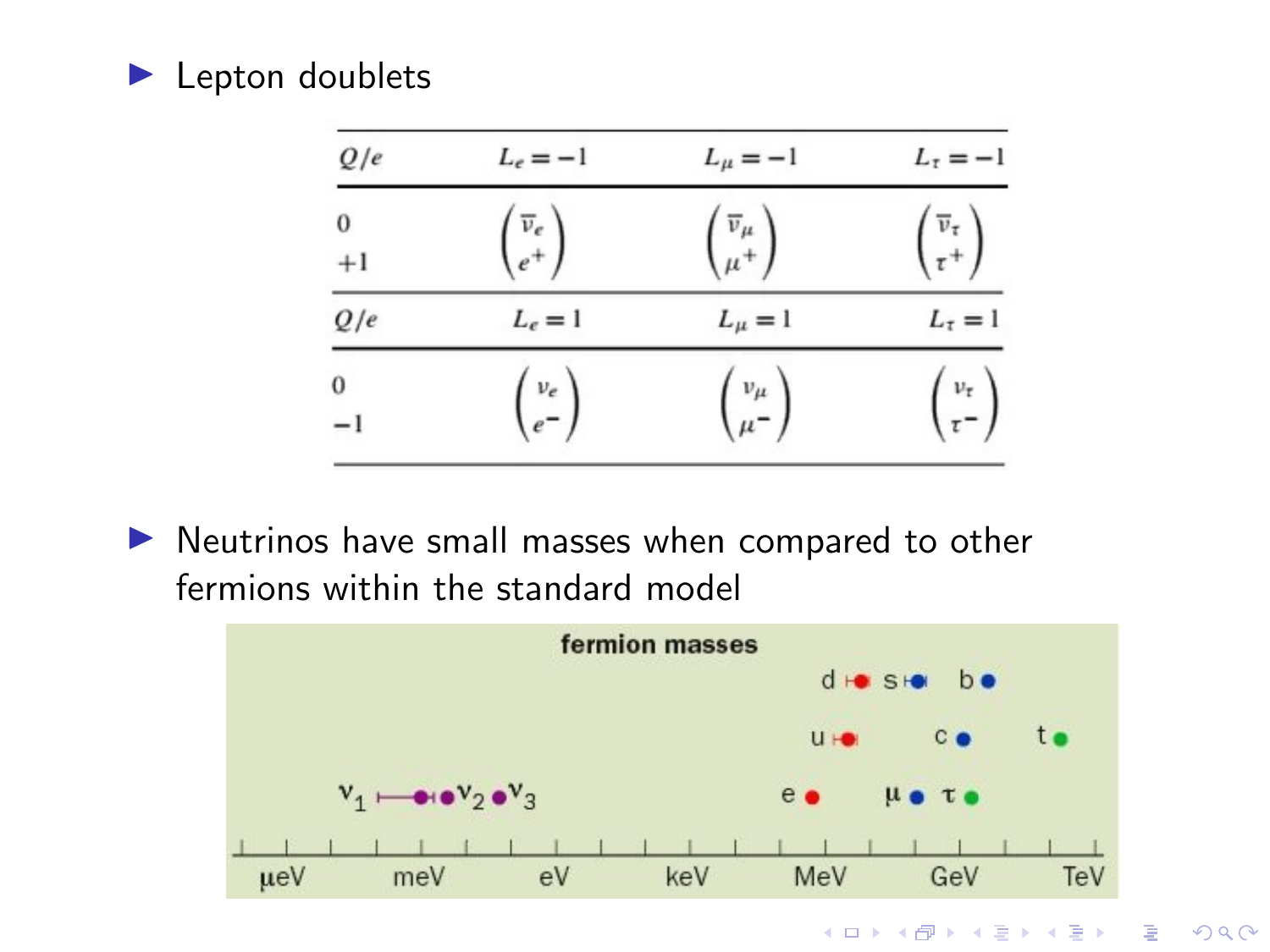- Lepton doublets

| $Q/e$ | $L_e = -1$ | $L_\mu = -1$ | $L_\tau = -1$ |
|---|---|---|---|
| $0$ <br> $+1$ | $\begin{pmatrix} \bar{\nu}_e \\ e^+ \end{pmatrix}$ | $\begin{pmatrix} \bar{\nu}_\mu \\ \mu^+ \end{pmatrix}$ | $\begin{pmatrix} \bar{\nu}_\tau \\ \tau^+ \end{pmatrix}$ |
| $Q/e$ | $L_e = 1$ | $L_\mu = 1$ | $L_\tau = 1$ |
| $0$ <br> $-1$ | $\begin{pmatrix} \nu_e \\ e^- \end{pmatrix}$ | $\begin{pmatrix} \nu_\mu \\ \mu^- \end{pmatrix}$ | $\begin{pmatrix} \nu_\tau \\ \tau^- \end{pmatrix}$ |

- Neutrinos have small masses when compared to other fermions within the standard model

**fermion masses**

d s b
u c t
$\nu_1$ $\nu_2$ $\nu_3$ e $\mu$ $\tau$

μeV meV eV keV MeV GeV TeV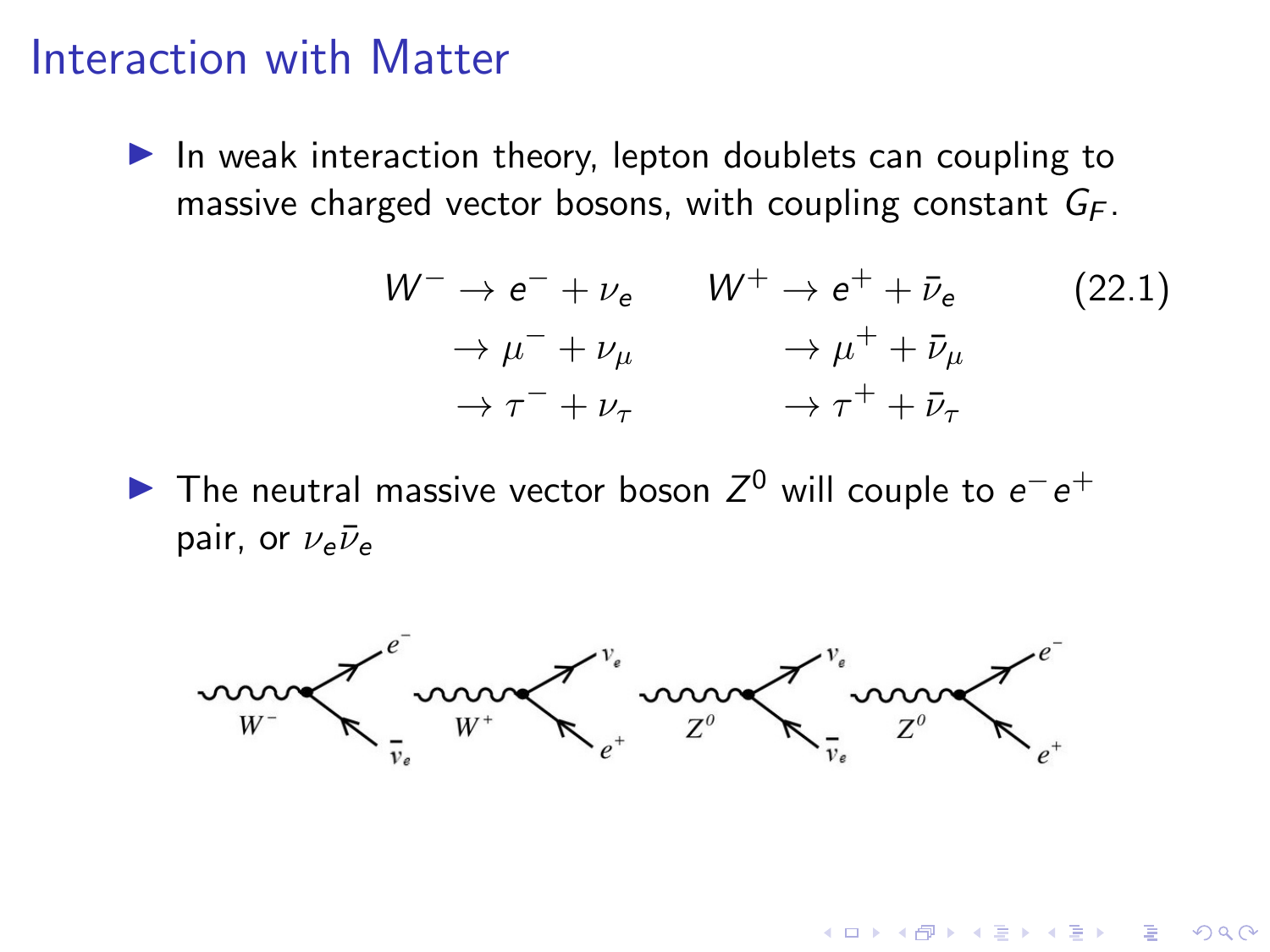# Interaction with Matter

- In weak interaction theory, lepton doublets can coupling to massive charged vector bosons, with coupling constant $G_F$.

$$
\begin{aligned}
W^- &\to e^- + \nu_e \qquad & W^+ &\to e^+ + \bar{\nu}_e \\
&\to \mu^- + \nu_\mu & &\to \mu^+ + \bar{\nu}_\mu \\
&\to \tau^- + \nu_\tau & &\to \tau^+ + \bar{\nu}_\tau
\end{aligned}
\tag{22.1}
$$

- The neutral massive vector boson $Z^0$ will couple to $e^- e^+$ pair, or $\nu_e \bar{\nu}_e$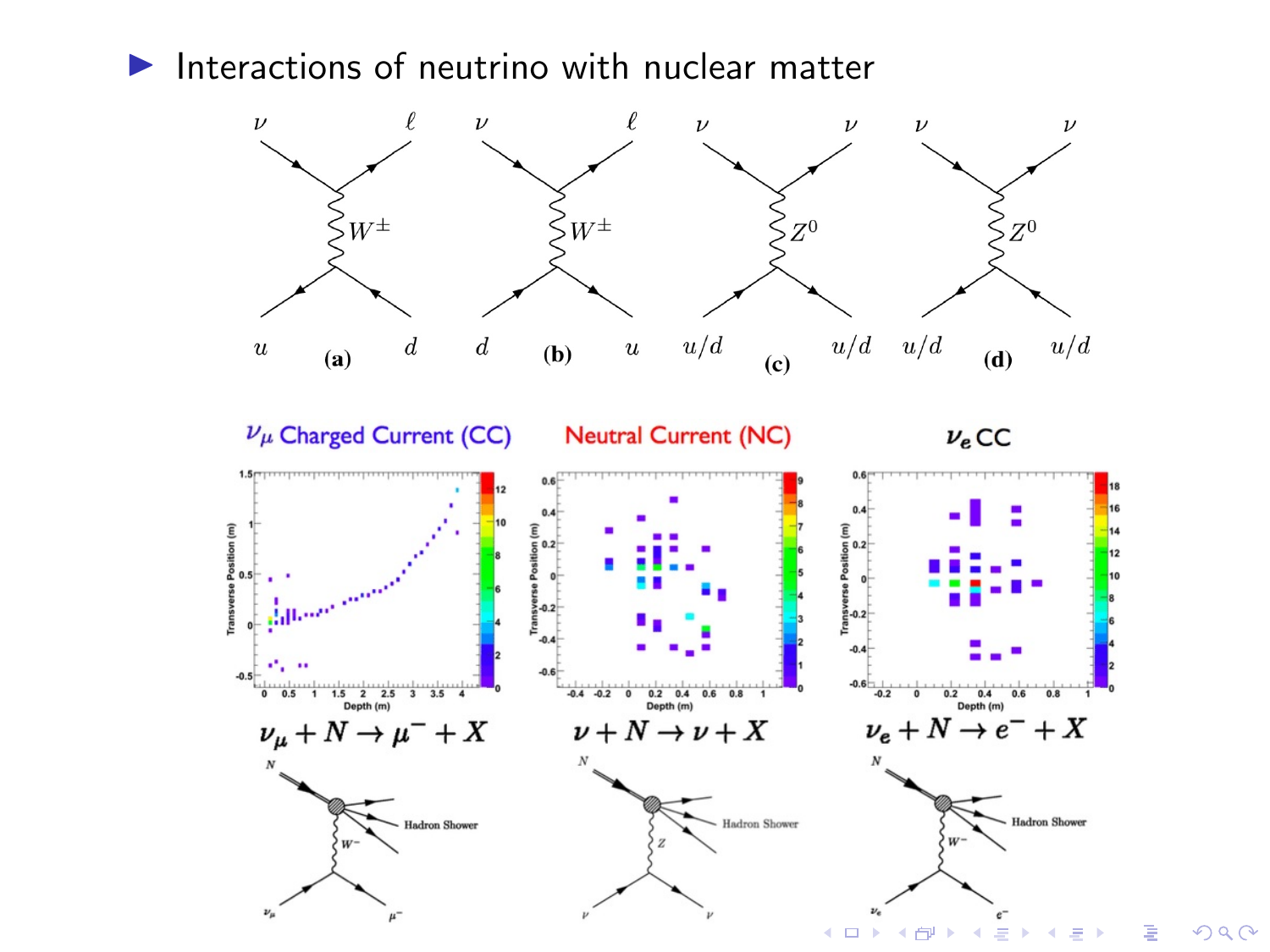- Interactions of neutrino with nuclear matter

(a) $\nu + u \to \ell + d$ via $W^{\pm}$

(b) $\nu + d \to \ell + u$ via $W^{\pm}$

(c) $\nu + u/d \to \nu + u/d$ via $Z^0$

(d) $\nu + u/d \to \nu + u/d$ via $Z^0$

$\nu_\mu$ Charged Current (CC)

$$\nu_\mu + N \to \mu^- + X$$

Neutral Current (NC)

$$\nu + N \to \nu + X$$

$\nu_e$ CC

$$\nu_e + N \to e^- + X$$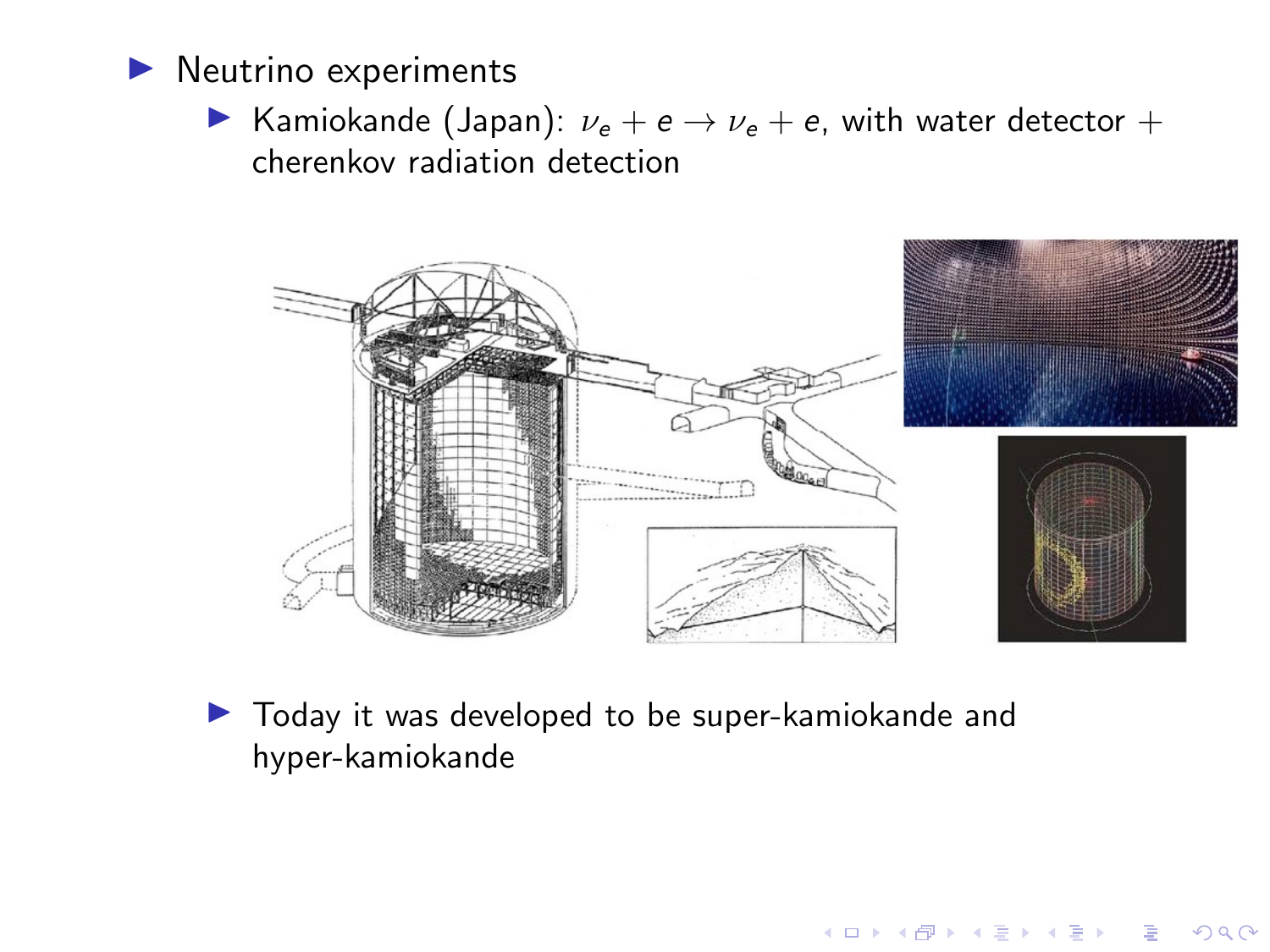- Neutrino experiments
  - Kamiokande (Japan): $\nu_e + e \to \nu_e + e$, with water detector + cherenkov radiation detection
  - Today it was developed to be super-kamiokande and hyper-kamiokande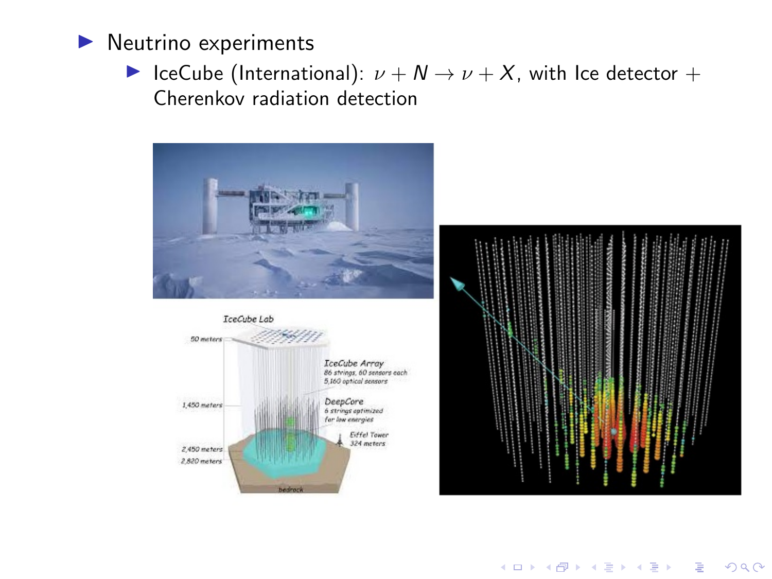- Neutrino experiments
  - IceCube (International): $\nu + N \rightarrow \nu + X$, with Ice detector + Cherenkov radiation detection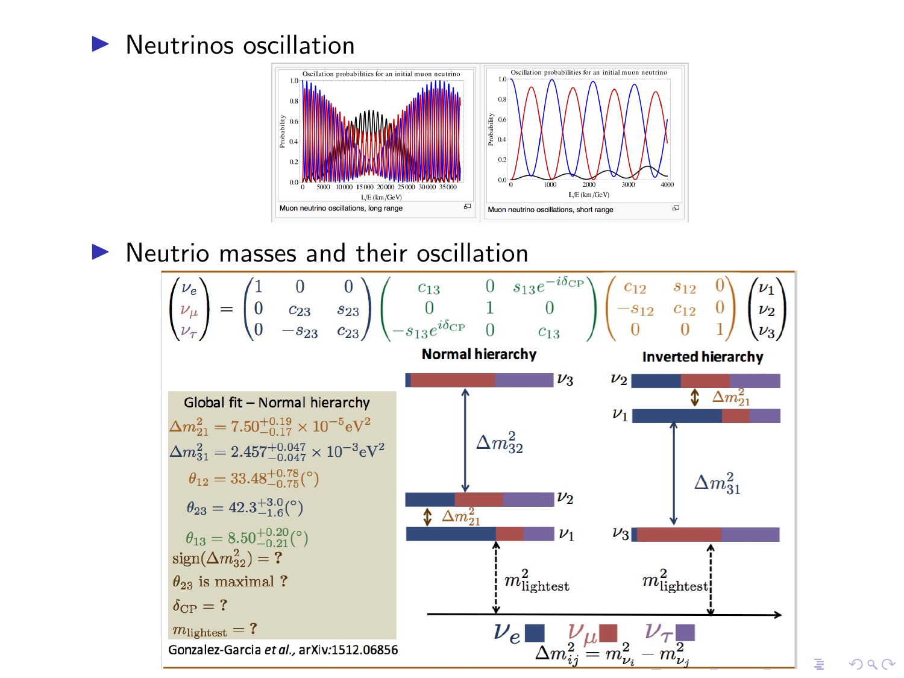- Neutrinos oscillation

Oscillation probabilities for an initial muon neutrino

Muon neutrino oscillations, long range

Oscillation probabilities for an initial muon neutrino

Muon neutrino oscillations, short range

- Neutrio masses and their oscillation

$$\begin{pmatrix} \nu_e \\ \nu_\mu \\ \nu_\tau \end{pmatrix} = \begin{pmatrix} 1 & 0 & 0 \\ 0 & c_{23} & s_{23} \\ 0 & -s_{23} & c_{23} \end{pmatrix} \begin{pmatrix} c_{13} & 0 & s_{13}e^{-i\delta_{\rm CP}} \\ 0 & 1 & 0 \\ -s_{13}e^{i\delta_{\rm CP}} & 0 & c_{13} \end{pmatrix} \begin{pmatrix} c_{12} & s_{12} & 0 \\ -s_{12} & c_{12} & 0 \\ 0 & 0 & 1 \end{pmatrix} \begin{pmatrix} \nu_1 \\ \nu_2 \\ \nu_3 \end{pmatrix}$$

**Global fit – Normal hierarchy**

$\Delta m^2_{21} = 7.50^{+0.19}_{-0.17} \times 10^{-5}\mathrm{eV}^2$

$\Delta m^2_{31} = 2.457^{+0.047}_{-0.047} \times 10^{-3}\mathrm{eV}^2$

$\theta_{12} = 33.48^{+0.78}_{-0.75}(^\circ)$

$\theta_{23} = 42.3^{+3.0}_{-1.6}(^\circ)$

$\theta_{13} = 8.50^{+0.20}_{-0.21}(^\circ)$

$\mathrm{sign}(\Delta m^2_{32}) = ?$

$\theta_{23}$ is maximal ?

$\delta_{\rm CP} = ?$

$m_{\rm lightest} = ?$

Gonzalez-Garcia *et al.*, arXiv:1512.06856

**Normal hierarchy** — $\nu_3$, $\Delta m^2_{32}$, $\nu_2$, $\Delta m^2_{21}$, $\nu_1$, $m^2_{\rm lightest}$

**Inverted hierarchy** — $\nu_2$, $\Delta m^2_{21}$, $\nu_1$, $\Delta m^2_{31}$, $\nu_3$, $m^2_{\rm lightest}$

$\nu_e$ $\nu_\mu$ $\nu_\tau$

$\Delta m^2_{ij} = m^2_{\nu_i} - m^2_{\nu_j}$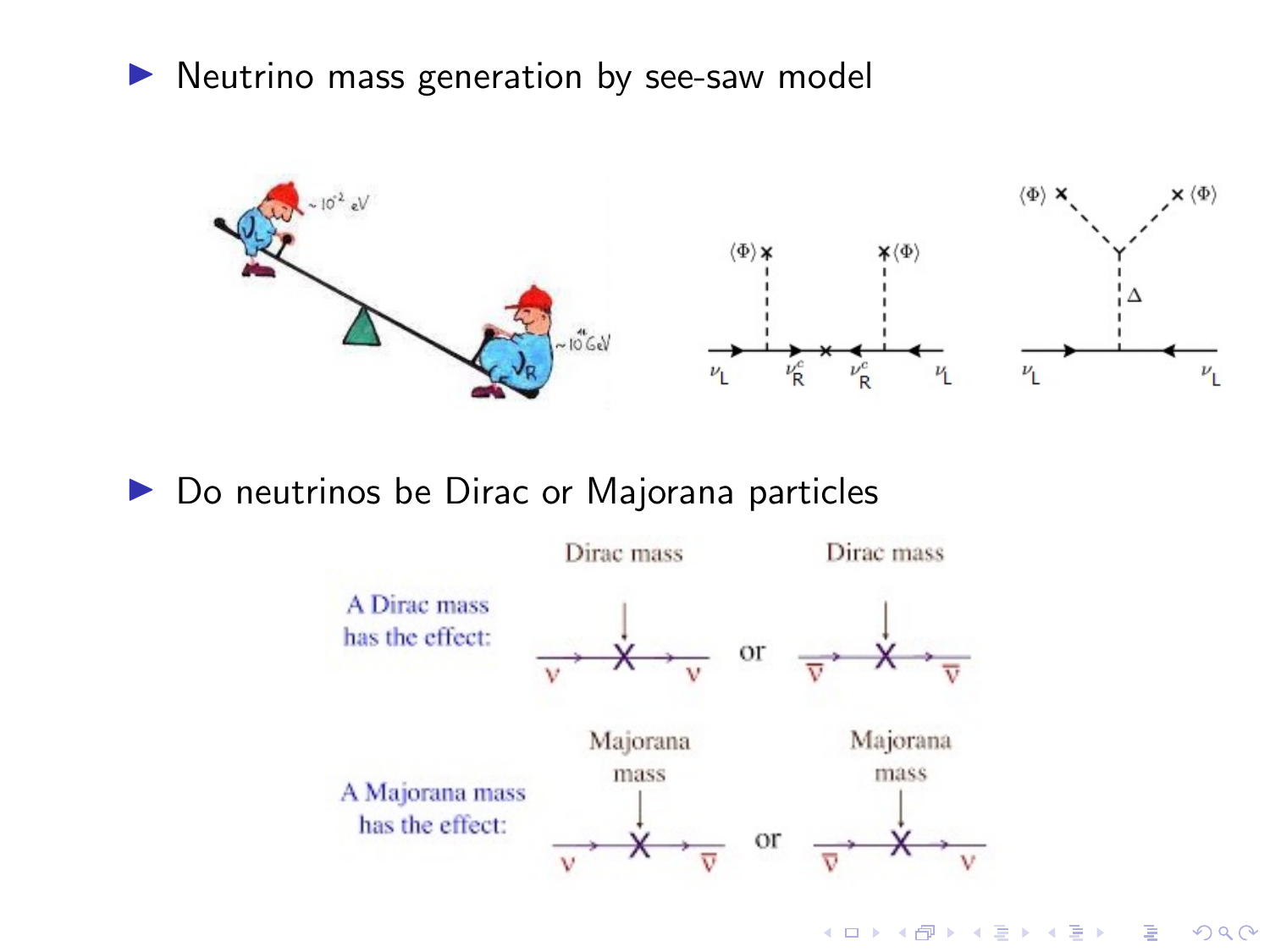- Neutrino mass generation by see-saw model

$\sim 10^{-2}$ eV

$\nu_L$

$\nu_R$

$\sim 10^{11}$ GeV

$\langle\Phi\rangle$ $\langle\Phi\rangle$

$\nu_L$ $\nu_R^c$ $\nu_R^c$ $\nu_L$

$\langle\Phi\rangle$ $\langle\Phi\rangle$

$\Delta$

$\nu_L$ $\nu_L$

- Do neutrinos be Dirac or Majorana particles

A Dirac mass has the effect:

Dirac mass

$\nu$ $\nu$

or

Dirac mass

$\bar{\nu}$ $\bar{\nu}$

A Majorana mass has the effect:

Majorana mass

$\nu$ $\bar{\nu}$

or

Majorana mass

$\bar{\nu}$ $\nu$